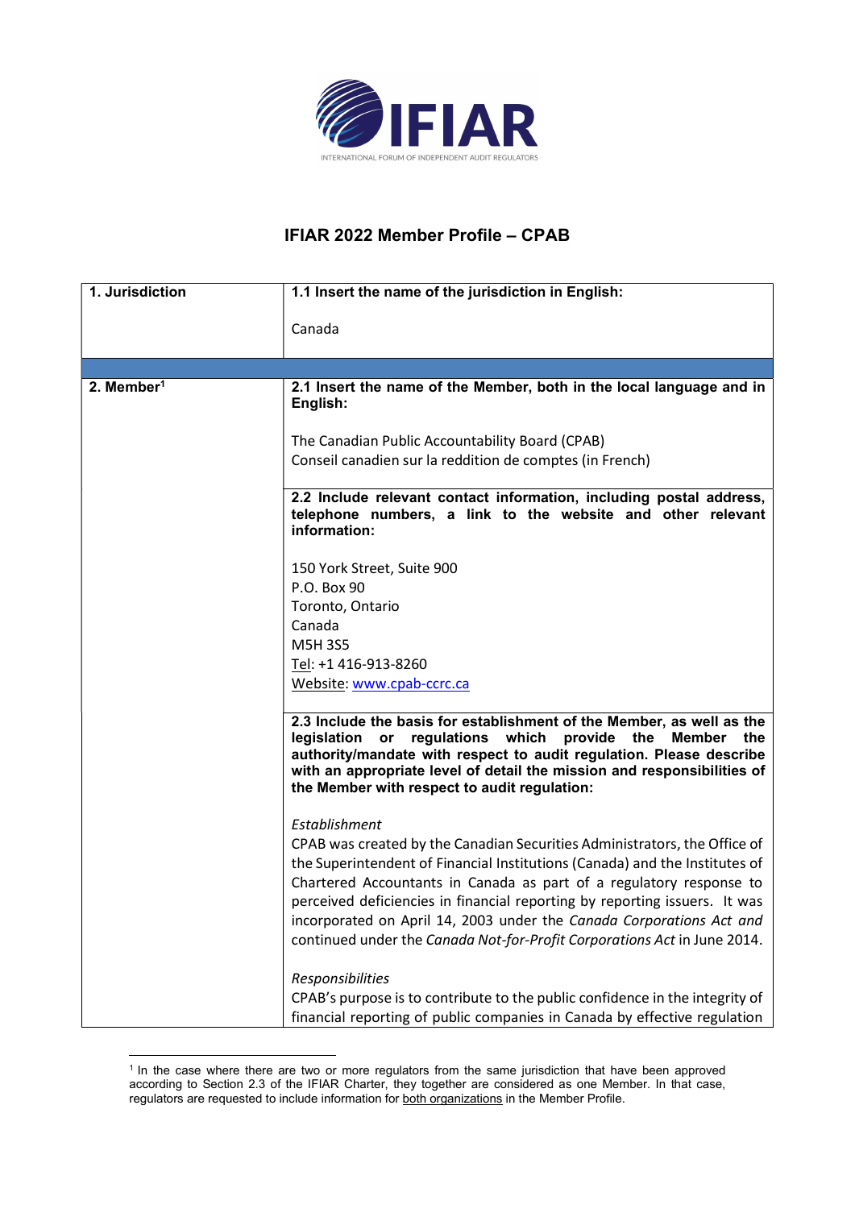IFIAR

INTERNATIONAL FORUM OF INDEPENDENT AUDIT REGULATORS

# IFIAR 2022 Member Profile – CPAB

| **1. Jurisdiction** | **1.1 Insert the name of the jurisdiction in English:**<br><br>Canada |
|---|---|
| | |
| **2. Member[1]** | **2.1 Insert the name of the Member, both in the local language and in English:**<br><br>The Canadian Public Accountability Board (CPAB)<br>Conseil canadien sur la reddition de comptes (in French) |
| | **2.2 Include relevant contact information, including postal address, telephone numbers, a link to the website and other relevant information:**<br><br>150 York Street, Suite 900<br>P.O. Box 90<br>Toronto, Ontario<br>Canada<br>M5H 3S5<br>Tel: +1 416-913-8260<br>Website: www.cpab-ccrc.ca |
| | **2.3 Include the basis for establishment of the Member, as well as the legislation or regulations which provide the Member the authority/mandate with respect to audit regulation. Please describe with an appropriate level of detail the mission and responsibilities of the Member with respect to audit regulation:**<br><br>*Establishment*<br>CPAB was created by the Canadian Securities Administrators, the Office of the Superintendent of Financial Institutions (Canada) and the Institutes of Chartered Accountants in Canada as part of a regulatory response to perceived deficiencies in financial reporting by reporting issuers. It was incorporated on April 14, 2003 under the *Canada Corporations Act and* continued under the *Canada Not-for-Profit Corporations Act* in June 2014.<br><br>*Responsibilities*<br>CPAB's purpose is to contribute to the public confidence in the integrity of financial reporting of public companies in Canada by effective regulation |

[1] In the case where there are two or more regulators from the same jurisdiction that have been approved according to Section 2.3 of the IFIAR Charter, they together are considered as one Member. In that case, regulators are requested to include information for both organizations in the Member Profile.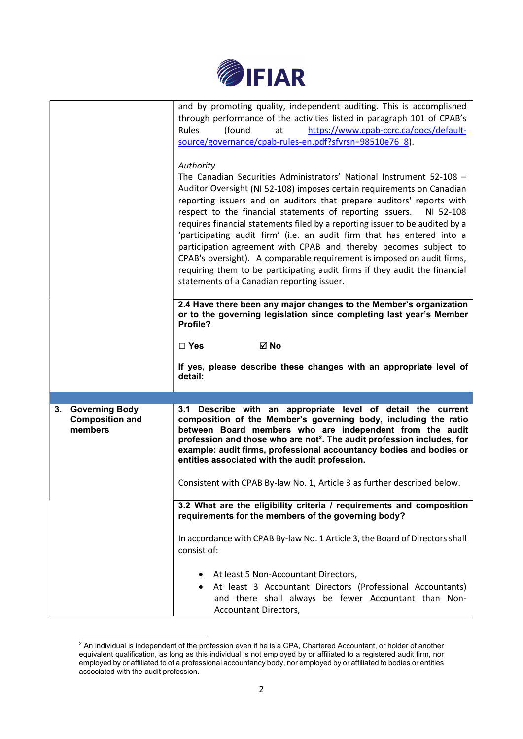| | |
|---|---|
| | and by promoting quality, independent auditing. This is accomplished through performance of the activities listed in paragraph 101 of CPAB's Rules (found at [https://www.cpab-ccrc.ca/docs/default-source/governance/cpab-rules-en.pdf?sfvrsn=98510e76_8](https://www.cpab-ccrc.ca/docs/default-source/governance/cpab-rules-en.pdf?sfvrsn=98510e76_8)).<br><br>*Authority*<br>The Canadian Securities Administrators' National Instrument 52-108 – Auditor Oversight (NI 52-108) imposes certain requirements on Canadian reporting issuers and on auditors that prepare auditors' reports with respect to the financial statements of reporting issuers. NI 52-108 requires financial statements filed by a reporting issuer to be audited by a 'participating audit firm' (i.e. an audit firm that has entered into a participation agreement with CPAB and thereby becomes subject to CPAB's oversight). A comparable requirement is imposed on audit firms, requiring them to be participating audit firms if they audit the financial statements of a Canadian reporting issuer. |
| | **2.4 Have there been any major changes to the Member's organization or to the governing legislation since completing last year's Member Profile?**<br><br>**☐ Yes ☑ No**<br><br>**If yes, please describe these changes with an appropriate level of detail:** |
| | |
| **3. Governing Body Composition and members** | **3.1 Describe with an appropriate level of detail the current composition of the Member's governing body, including the ratio between Board members who are independent from the audit profession and those who are not[2]. The audit profession includes, for example: audit firms, professional accountancy bodies and bodies or entities associated with the audit profession.**<br><br>Consistent with CPAB By-law No. 1, Article 3 as further described below. |
| | **3.2 What are the eligibility criteria / requirements and composition requirements for the members of the governing body?**<br><br>In accordance with CPAB By-law No. 1 Article 3, the Board of Directors shall consist of:<br><br>• At least 5 Non-Accountant Directors,<br>• At least 3 Accountant Directors (Professional Accountants) and there shall always be fewer Accountant than Non-Accountant Directors, |

[2] An individual is independent of the profession even if he is a CPA, Chartered Accountant, or holder of another equivalent qualification, as long as this individual is not employed by or affiliated to a registered audit firm, nor employed by or affiliated to of a professional accountancy body, nor employed by or affiliated to bodies or entities associated with the audit profession.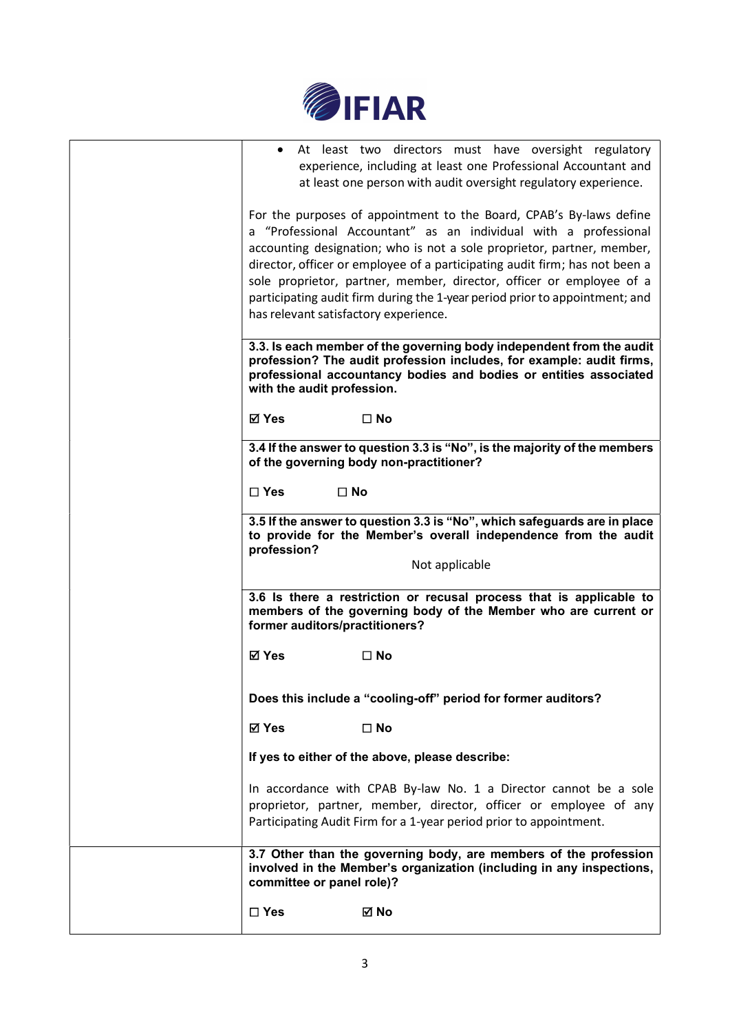- At least two directors must have oversight regulatory experience, including at least one Professional Accountant and at least one person with audit oversight regulatory experience.

For the purposes of appointment to the Board, CPAB's By-laws define a "Professional Accountant" as an individual with a professional accounting designation; who is not a sole proprietor, partner, member, director, officer or employee of a participating audit firm; has not been a sole proprietor, partner, member, director, officer or employee of a participating audit firm during the 1-year period prior to appointment; and has relevant satisfactory experience.

**3.3. Is each member of the governing body independent from the audit profession? The audit profession includes, for example: audit firms, professional accountancy bodies and bodies or entities associated with the audit profession.**

**☑ Yes** **☐ No**

**3.4 If the answer to question 3.3 is "No", is the majority of the members of the governing body non-practitioner?**

**☐ Yes** **☐ No**

**3.5 If the answer to question 3.3 is "No", which safeguards are in place to provide for the Member's overall independence from the audit profession?**

Not applicable

**3.6 Is there a restriction or recusal process that is applicable to members of the governing body of the Member who are current or former auditors/practitioners?**

**☑ Yes** **☐ No**

**Does this include a "cooling-off" period for former auditors?**

**☑ Yes** **☐ No**

**If yes to either of the above, please describe:**

In accordance with CPAB By-law No. 1 a Director cannot be a sole proprietor, partner, member, director, officer or employee of any Participating Audit Firm for a 1-year period prior to appointment.

**3.7 Other than the governing body, are members of the profession involved in the Member's organization (including in any inspections, committee or panel role)?**

**☐ Yes** **☑ No**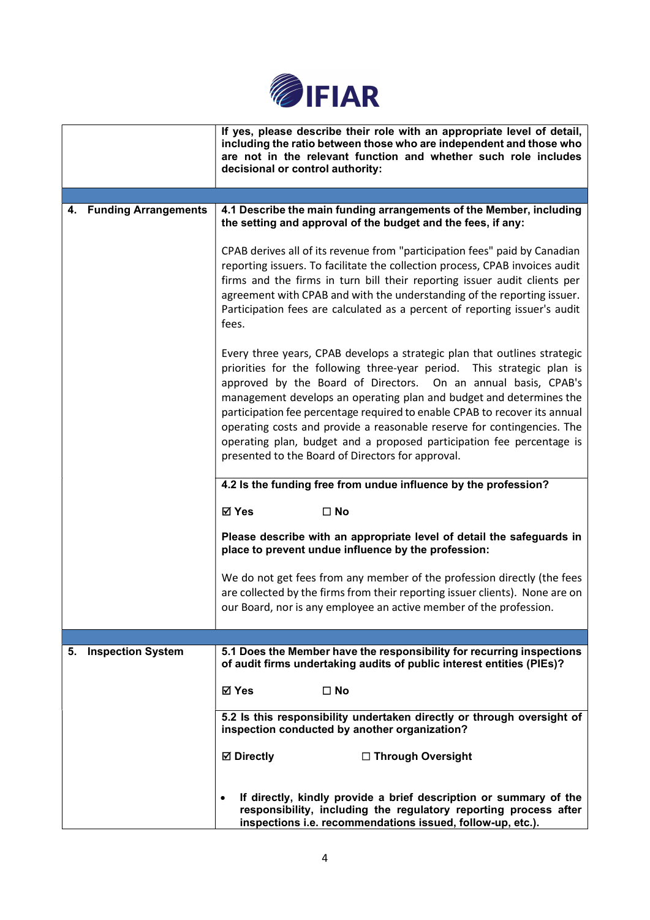| | |
|---|---|
| | **If yes, please describe their role with an appropriate level of detail, including the ratio between those who are independent and those who are not in the relevant function and whether such role includes decisional or control authority:** |
| | |
| **4. Funding Arrangements** | **4.1 Describe the main funding arrangements of the Member, including the setting and approval of the budget and the fees, if any:**<br><br>CPAB derives all of its revenue from "participation fees" paid by Canadian reporting issuers. To facilitate the collection process, CPAB invoices audit firms and the firms in turn bill their reporting issuer audit clients per agreement with CPAB and with the understanding of the reporting issuer. Participation fees are calculated as a percent of reporting issuer's audit fees.<br><br>Every three years, CPAB develops a strategic plan that outlines strategic priorities for the following three-year period. This strategic plan is approved by the Board of Directors. On an annual basis, CPAB's management develops an operating plan and budget and determines the participation fee percentage required to enable CPAB to recover its annual operating costs and provide a reasonable reserve for contingencies. The operating plan, budget and a proposed participation fee percentage is presented to the Board of Directors for approval. |
| | **4.2 Is the funding free from undue influence by the profession?**<br><br>**☑ Yes ☐ No**<br><br>**Please describe with an appropriate level of detail the safeguards in place to prevent undue influence by the profession:**<br><br>We do not get fees from any member of the profession directly (the fees are collected by the firms from their reporting issuer clients). None are on our Board, nor is any employee an active member of the profession. |
| | |
| **5. Inspection System** | **5.1 Does the Member have the responsibility for recurring inspections of audit firms undertaking audits of public interest entities (PIEs)?**<br><br>**☑ Yes ☐ No** |
| | **5.2 Is this responsibility undertaken directly or through oversight of inspection conducted by another organization?**<br><br>**☑ Directly ☐ Through Oversight**<br><br>• **If directly, kindly provide a brief description or summary of the responsibility, including the regulatory reporting process after inspections i.e. recommendations issued, follow-up, etc.).** |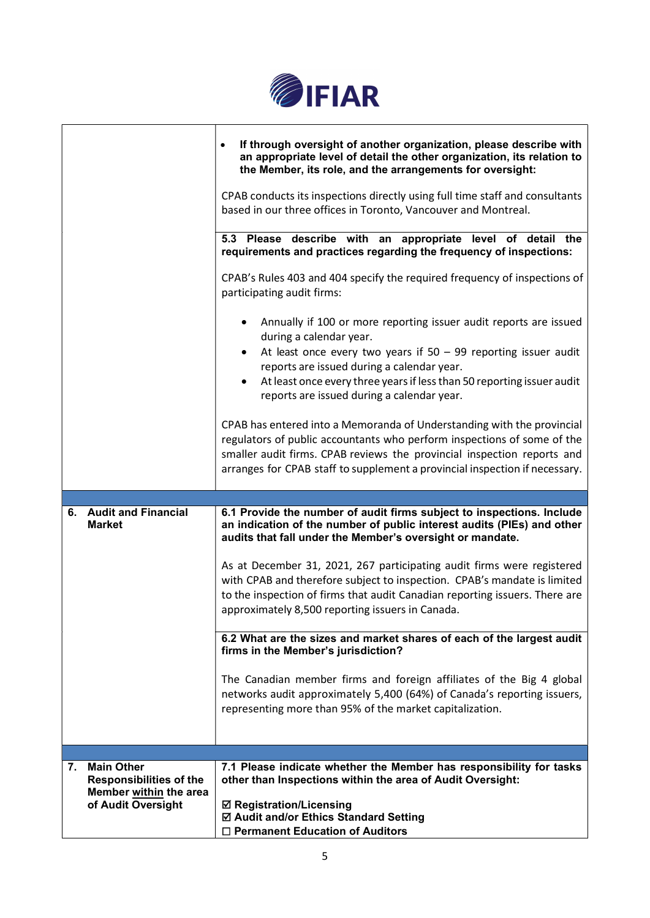| | |
|---|---|
| | • **If through oversight of another organization, please describe with an appropriate level of detail the other organization, its relation to the Member, its role, and the arrangements for oversight:**<br><br>CPAB conducts its inspections directly using full time staff and consultants based in our three offices in Toronto, Vancouver and Montreal. |
| | **5.3 Please describe with an appropriate level of detail the requirements and practices regarding the frequency of inspections:**<br><br>CPAB's Rules 403 and 404 specify the required frequency of inspections of participating audit firms:<br><br>• Annually if 100 or more reporting issuer audit reports are issued during a calendar year.<br>• At least once every two years if 50 – 99 reporting issuer audit reports are issued during a calendar year.<br>• At least once every three years if less than 50 reporting issuer audit reports are issued during a calendar year.<br><br>CPAB has entered into a Memoranda of Understanding with the provincial regulators of public accountants who perform inspections of some of the smaller audit firms. CPAB reviews the provincial inspection reports and arranges for CPAB staff to supplement a provincial inspection if necessary. |
| | |
| **6. Audit and Financial Market** | **6.1 Provide the number of audit firms subject to inspections. Include an indication of the number of public interest audits (PIEs) and other audits that fall under the Member's oversight or mandate.**<br><br>As at December 31, 2021, 267 participating audit firms were registered with CPAB and therefore subject to inspection. CPAB's mandate is limited to the inspection of firms that audit Canadian reporting issuers. There are approximately 8,500 reporting issuers in Canada. |
| | **6.2 What are the sizes and market shares of each of the largest audit firms in the Member's jurisdiction?**<br><br>The Canadian member firms and foreign affiliates of the Big 4 global networks audit approximately 5,400 (64%) of Canada's reporting issuers, representing more than 95% of the market capitalization. |
| | |
| **7. Main Other Responsibilities of the Member within the area of Audit Oversight** | **7.1 Please indicate whether the Member has responsibility for tasks other than Inspections within the area of Audit Oversight:**<br><br>☑ **Registration/Licensing**<br>☑ **Audit and/or Ethics Standard Setting**<br>☐ **Permanent Education of Auditors** |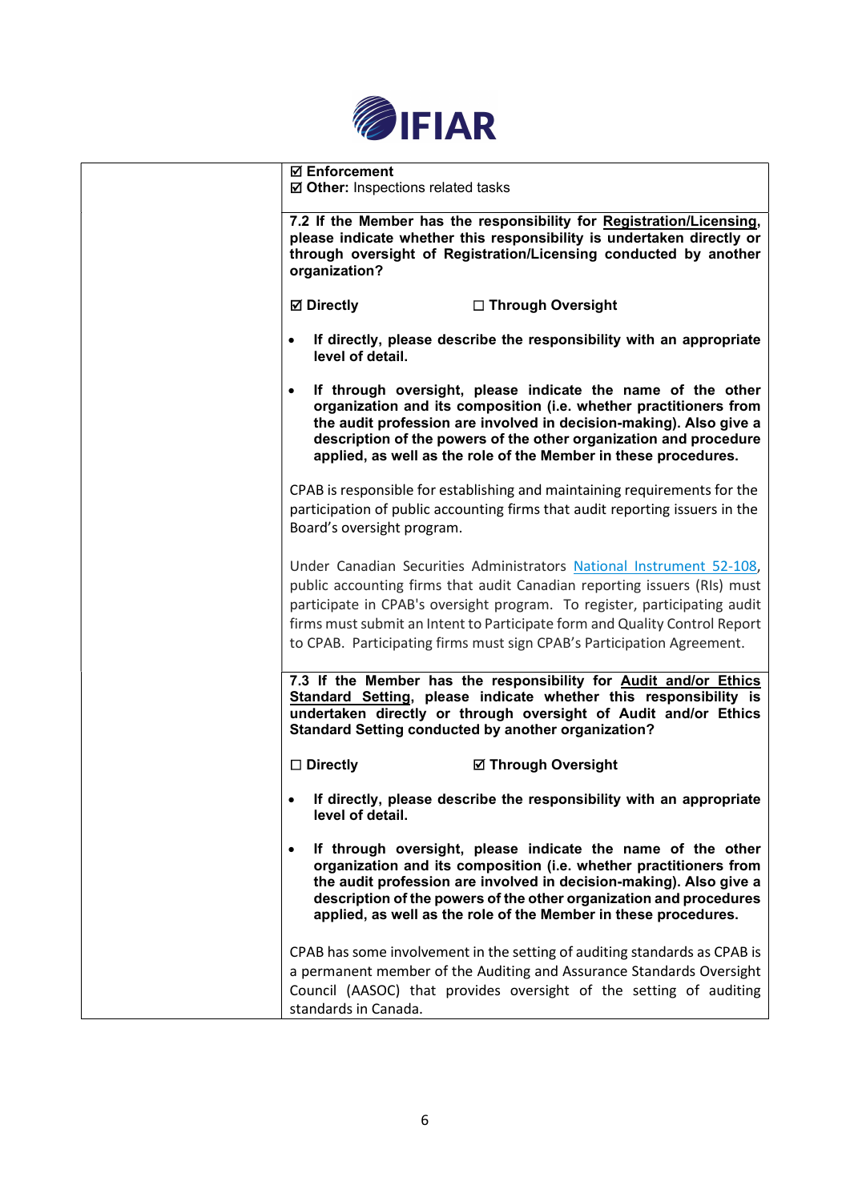☑ **Enforcement**
☑ **Other:** Inspections related tasks

**7.2 If the Member has the responsibility for <u>Registration/Licensing</u>, please indicate whether this responsibility is undertaken directly or through oversight of Registration/Licensing conducted by another organization?**

☑ **Directly** ☐ **Through Oversight**

- **If directly, please describe the responsibility with an appropriate level of detail.**
- **If through oversight, please indicate the name of the other organization and its composition (i.e. whether practitioners from the audit profession are involved in decision-making). Also give a description of the powers of the other organization and procedure applied, as well as the role of the Member in these procedures.**

CPAB is responsible for establishing and maintaining requirements for the participation of public accounting firms that audit reporting issuers in the Board's oversight program.

Under Canadian Securities Administrators [National Instrument 52-108](), public accounting firms that audit Canadian reporting issuers (RIs) must participate in CPAB's oversight program. To register, participating audit firms must submit an Intent to Participate form and Quality Control Report to CPAB. Participating firms must sign CPAB's Participation Agreement.

**7.3 If the Member has the responsibility for <u>Audit and/or Ethics Standard Setting</u>, please indicate whether this responsibility is undertaken directly or through oversight of Audit and/or Ethics Standard Setting conducted by another organization?**

☐ **Directly** ☑ **Through Oversight**

- **If directly, please describe the responsibility with an appropriate level of detail.**
- **If through oversight, please indicate the name of the other organization and its composition (i.e. whether practitioners from the audit profession are involved in decision-making). Also give a description of the powers of the other organization and procedures applied, as well as the role of the Member in these procedures.**

CPAB has some involvement in the setting of auditing standards as CPAB is a permanent member of the Auditing and Assurance Standards Oversight Council (AASOC) that provides oversight of the setting of auditing standards in Canada.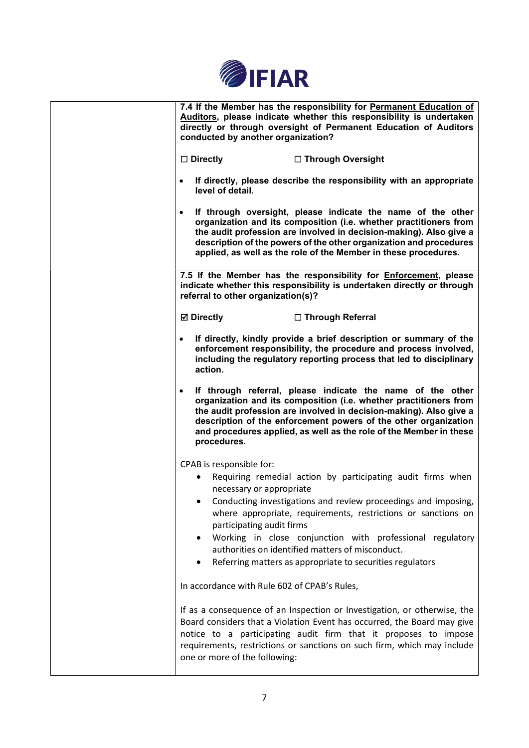| | |
|---|---|
| | **7.4 If the Member has the responsibility for <u>Permanent Education of Auditors</u>, please indicate whether this responsibility is undertaken directly or through oversight of Permanent Education of Auditors conducted by another organization?**<br><br>**☐ Directly ☐ Through Oversight**<br><br>• **If directly, please describe the responsibility with an appropriate level of detail.**<br><br>• **If through oversight, please indicate the name of the other organization and its composition (i.e. whether practitioners from the audit profession are involved in decision-making). Also give a description of the powers of the other organization and procedures applied, as well as the role of the Member in these procedures.** |
| | **7.5 If the Member has the responsibility for <u>Enforcement</u>, please indicate whether this responsibility is undertaken directly or through referral to other organization(s)?**<br><br>**☑ Directly ☐ Through Referral**<br><br>• **If directly, kindly provide a brief description or summary of the enforcement responsibility, the procedure and process involved, including the regulatory reporting process that led to disciplinary action.**<br><br>• **If through referral, please indicate the name of the other organization and its composition (i.e. whether practitioners from the audit profession are involved in decision-making). Also give a description of the enforcement powers of the other organization and procedures applied, as well as the role of the Member in these procedures.**<br><br>CPAB is responsible for:<br>• Requiring remedial action by participating audit firms when necessary or appropriate<br>• Conducting investigations and review proceedings and imposing, where appropriate, requirements, restrictions or sanctions on participating audit firms<br>• Working in close conjunction with professional regulatory authorities on identified matters of misconduct.<br>• Referring matters as appropriate to securities regulators<br><br>In accordance with Rule 602 of CPAB's Rules,<br><br>If as a consequence of an Inspection or Investigation, or otherwise, the Board considers that a Violation Event has occurred, the Board may give notice to a participating audit firm that it proposes to impose requirements, restrictions or sanctions on such firm, which may include one or more of the following: |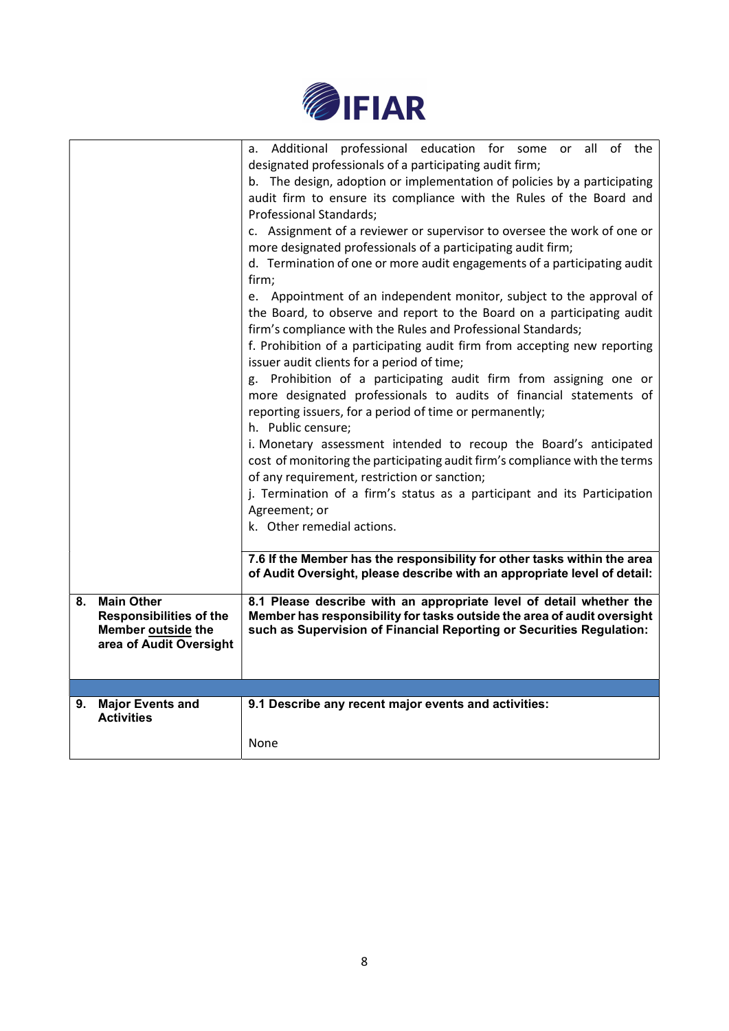| | |
|---|---|
| | a. Additional professional education for some or all of the designated professionals of a participating audit firm;<br>b. The design, adoption or implementation of policies by a participating audit firm to ensure its compliance with the Rules of the Board and Professional Standards;<br>c. Assignment of a reviewer or supervisor to oversee the work of one or more designated professionals of a participating audit firm;<br>d. Termination of one or more audit engagements of a participating audit firm;<br>e. Appointment of an independent monitor, subject to the approval of the Board, to observe and report to the Board on a participating audit firm's compliance with the Rules and Professional Standards;<br>f. Prohibition of a participating audit firm from accepting new reporting issuer audit clients for a period of time;<br>g. Prohibition of a participating audit firm from assigning one or more designated professionals to audits of financial statements of reporting issuers, for a period of time or permanently;<br>h. Public censure;<br>i. Monetary assessment intended to recoup the Board's anticipated cost of monitoring the participating audit firm's compliance with the terms of any requirement, restriction or sanction;<br>j. Termination of a firm's status as a participant and its Participation Agreement; or<br>k. Other remedial actions. |
| | **7.6 If the Member has the responsibility for other tasks within the area of Audit Oversight, please describe with an appropriate level of detail:** |
| **8. Main Other Responsibilities of the Member <u>outside</u> the area of Audit Oversight** | **8.1 Please describe with an appropriate level of detail whether the Member has responsibility for tasks outside the area of audit oversight such as Supervision of Financial Reporting or Securities Regulation:** |
| | |
| **9. Major Events and Activities** | **9.1 Describe any recent major events and activities:**<br><br>None |